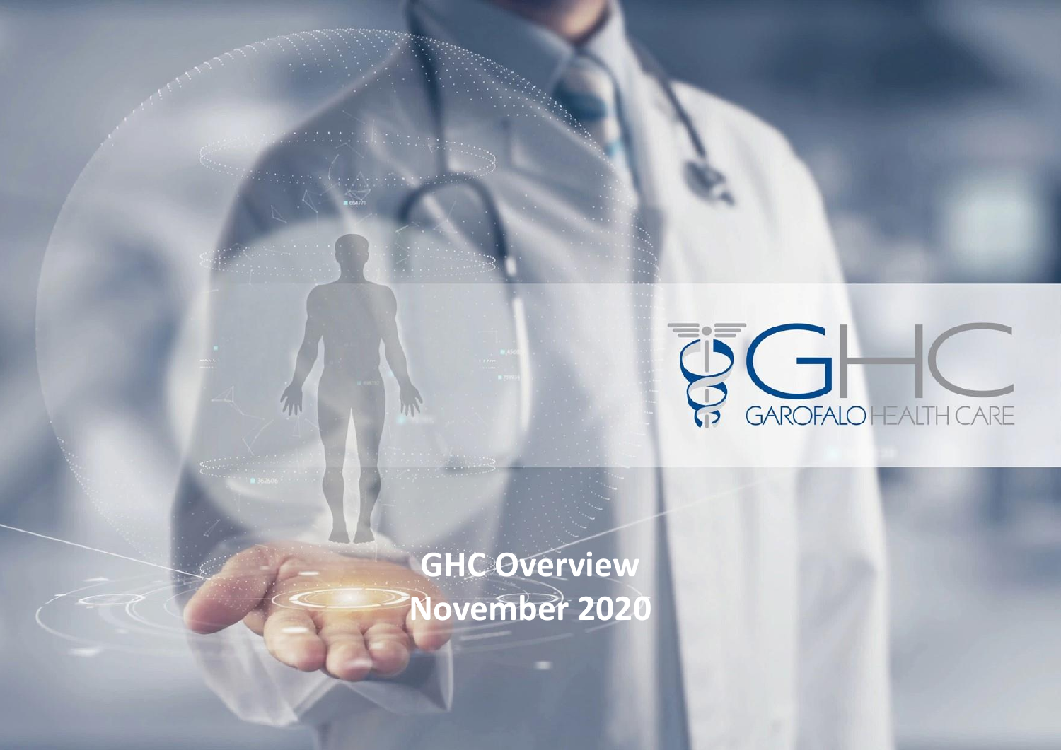GHC

GAROFALO HEALTH CARE

# GHC Overview
## November 2020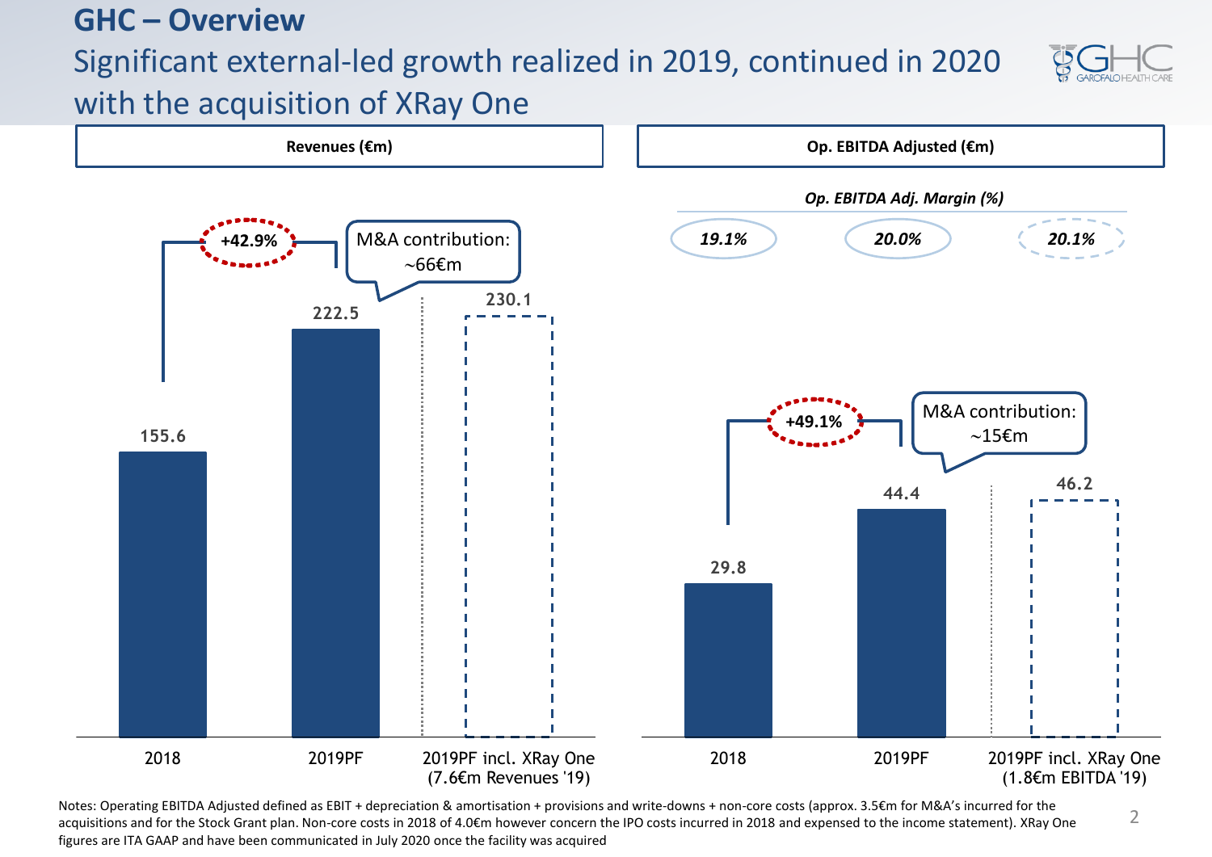# GHC – Overview

## Significant external-led growth realized in 2019, continued in 2020 with the acquisition of XRay One

**Revenues (€m)**

| | 2018 | 2019PF | 2019PF incl. XRay One (7.6€m Revenues '19) |
|---|---|---|---|
| Revenues (€m) | 155.6 | 222.5 | 230.1 |

+42.9%

M&A contribution: ~66€m

**Op. EBITDA Adjusted (€m)**

| | 2018 | 2019PF | 2019PF incl. XRay One (1.8€m EBITDA '19) |
|---|---|---|---|
| Op. EBITDA Adjusted (€m) | 29.8 | 44.4 | 46.2 |
| *Op. EBITDA Adj. Margin (%)* | *19.1%* | *20.0%* | *20.1%* |

+49.1%

M&A contribution: ~15€m

Notes: Operating EBITDA Adjusted defined as EBIT + depreciation & amortisation + provisions and write-downs + non-core costs (approx. 3.5€m for M&A's incurred for the acquisitions and for the Stock Grant plan. Non-core costs in 2018 of 4.0€m however concern the IPO costs incurred in 2018 and expensed to the income statement). XRay One figures are ITA GAAP and have been communicated in July 2020 once the facility was acquired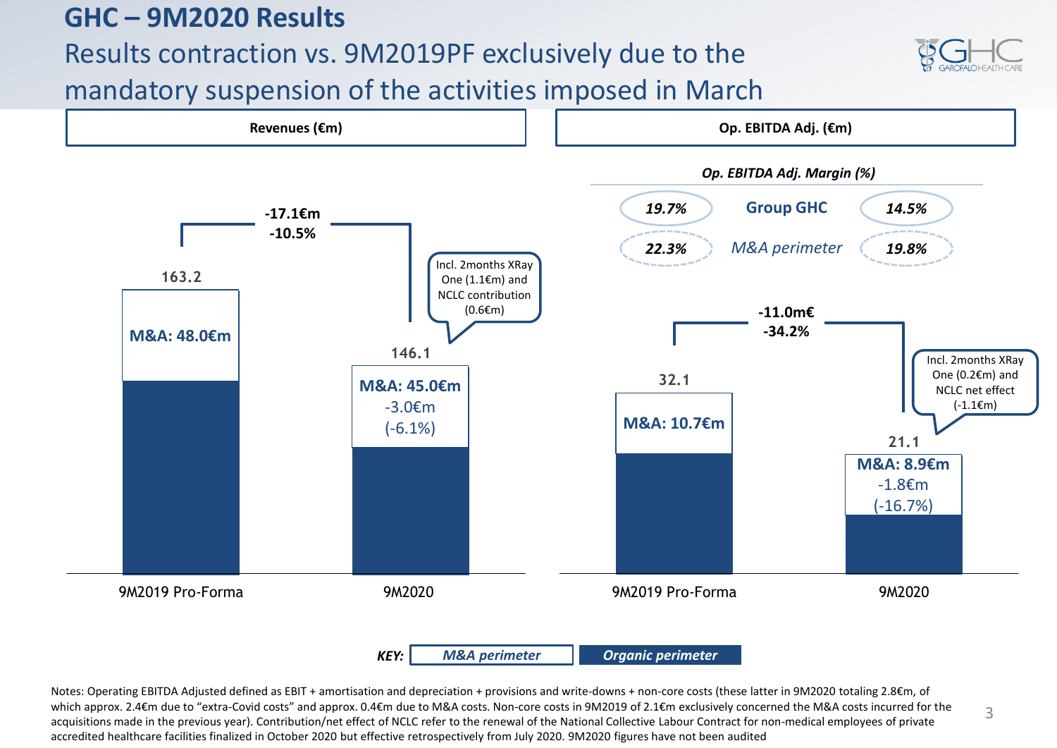# GHC – 9M2020 Results

## Results contraction vs. 9M2019PF exclusively due to the mandatory suspension of the activities imposed in March

### Revenues (€m)

| | 9M2019 Pro-Forma | 9M2020 |
|---|---|---|
| Total | 163.2 | 146.1 |
| M&A | M&A: 48.0€m | M&A: 45.0€m -3.0€m (-6.1%) |

Change: -17.1€m -10.5%

Incl. 2months XRay One (1.1€m) and NCLC contribution (0.6€m)

### Op. EBITDA Adj. (€m)

*Op. EBITDA Adj. Margin (%)*

| | 9M2019 Pro-Forma | 9M2020 |
|---|---|---|
| Group GHC | *19.7%* | *14.5%* |
| *M&A perimeter* | *22.3%* | *19.8%* |

| | 9M2019 Pro-Forma | 9M2020 |
|---|---|---|
| Total | 32.1 | 21.1 |
| M&A | M&A: 10.7€m | M&A: 8.9€m -1.8€m (-16.7%) |

Change: -11.0m€ -34.2%

Incl. 2months XRay One (0.2€m) and NCLC net effect (-1.1€m)

*KEY:* *M&A perimeter* | *Organic perimeter*

Notes: Operating EBITDA Adjusted defined as EBIT + amortisation and depreciation + provisions and write-downs + non-core costs (these latter in 9M2020 totaling 2.8€m, of which approx. 2.4€m due to "extra-Covid costs" and approx. 0.4€m due to M&A costs. Non-core costs in 9M2019 of 2.1€m exclusively concerned the M&A costs incurred for the acquisitions made in the previous year). Contribution/net effect of NCLC refer to the renewal of the National Collective Labour Contract for non-medical employees of private accredited healthcare facilities finalized in October 2020 but effective retrospectively from July 2020. 9M2020 figures have not been audited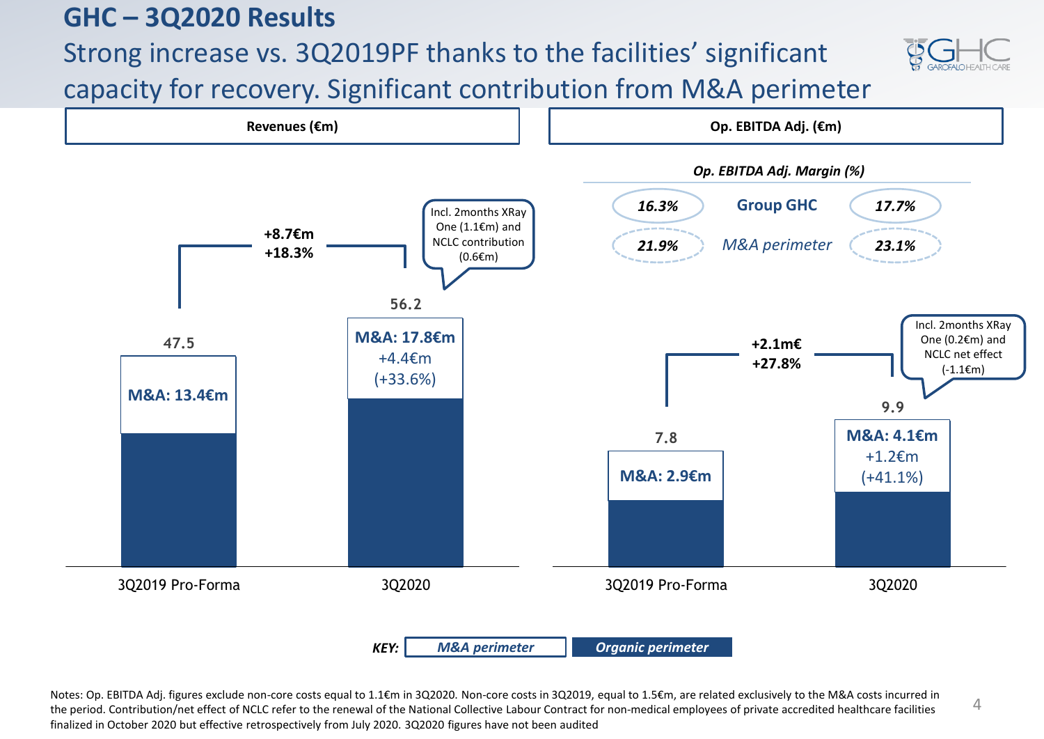# GHC – 3Q2020 Results

## Strong increase vs. 3Q2019PF thanks to the facilities' significant capacity for recovery. Significant contribution from M&A perimeter

### Revenues (€m)

| | 3Q2019 Pro-Forma | 3Q2020 |
|---|---|---|
| Total | 47.5 | 56.2 |
| M&A | M&A: 13.4€m | M&A: 17.8€m +4.4€m (+33.6%) |

+8.7€m
+18.3%

Incl. 2months XRay One (1.1€m) and NCLC contribution (0.6€m)

### Op. EBITDA Adj. (€m)

*Op. EBITDA Adj. Margin (%)*

| | 3Q2019 Pro-Forma | 3Q2020 |
|---|---|---|
| Group GHC | *16.3%* | *17.7%* |
| *M&A perimeter* | *21.9%* | *23.1%* |

| | 3Q2019 Pro-Forma | 3Q2020 |
|---|---|---|
| Total | 7.8 | 9.9 |
| M&A | M&A: 2.9€m | M&A: 4.1€m +1.2€m (+41.1%) |

+2.1m€
+27.8%

Incl. 2months XRay One (0.2€m) and NCLC net effect (-1.1€m)

*KEY:* *M&A perimeter* | *Organic perimeter*

Notes: Op. EBITDA Adj. figures exclude non-core costs equal to 1.1€m in 3Q2020. Non-core costs in 3Q2019, equal to 1.5€m, are related exclusively to the M&A costs incurred in the period. Contribution/net effect of NCLC refer to the renewal of the National Collective Labour Contract for non-medical employees of private accredited healthcare facilities finalized in October 2020 but effective retrospectively from July 2020. 3Q2020 figures have not been audited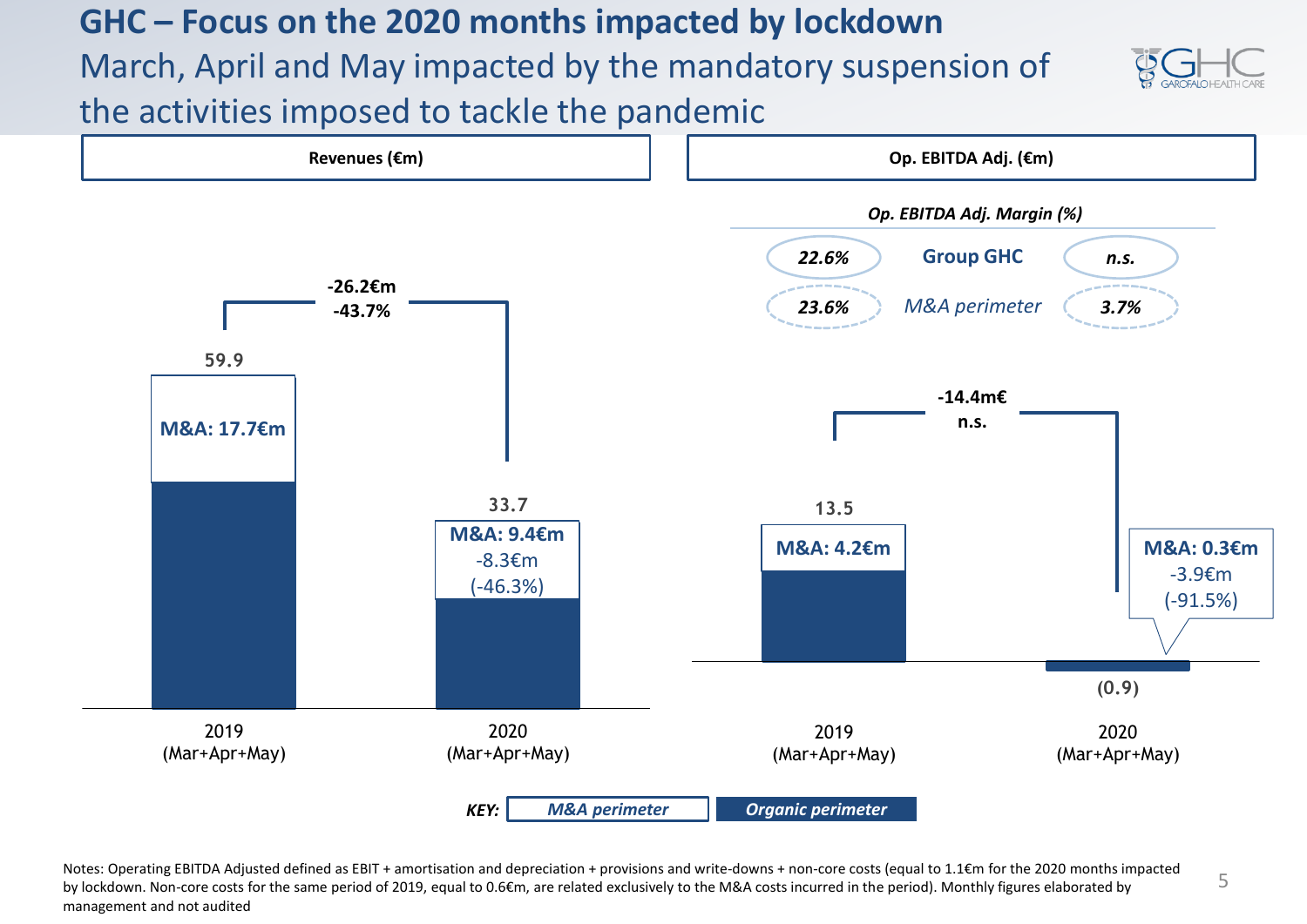# GHC – Focus on the 2020 months impacted by lockdown

## March, April and May impacted by the mandatory suspension of the activities imposed to tackle the pandemic

### Revenues (€m)

| | 2019 (Mar+Apr+May) | 2020 (Mar+Apr+May) |
|---|---|---|
| Total | 59.9 | 33.7 |
| M&A perimeter | M&A: 17.7€m | M&A: 9.4€m<br>-8.3€m<br>(-46.3%) |

Change: -26.2€m, -43.7%

### Op. EBITDA Adj. (€m)

*Op. EBITDA Adj. Margin (%)*

| | 2019 | 2020 |
|---|---|---|
| Group GHC | *22.6%* | *n.s.* |
| *M&A perimeter* | *23.6%* | *3.7%* |

| | 2019 (Mar+Apr+May) | 2020 (Mar+Apr+May) |
|---|---|---|
| Total | 13.5 | (0.9) |
| M&A perimeter | M&A: 4.2€m | M&A: 0.3€m<br>-3.9€m<br>(-91.5%) |

Change: -14.4m€, n.s.

*KEY:* *M&A perimeter* | *Organic perimeter*

Notes: Operating EBITDA Adjusted defined as EBIT + amortisation and depreciation + provisions and write-downs + non-core costs (equal to 1.1€m for the 2020 months impacted by lockdown. Non-core costs for the same period of 2019, equal to 0.6€m, are related exclusively to the M&A costs incurred in the period). Monthly figures elaborated by management and not audited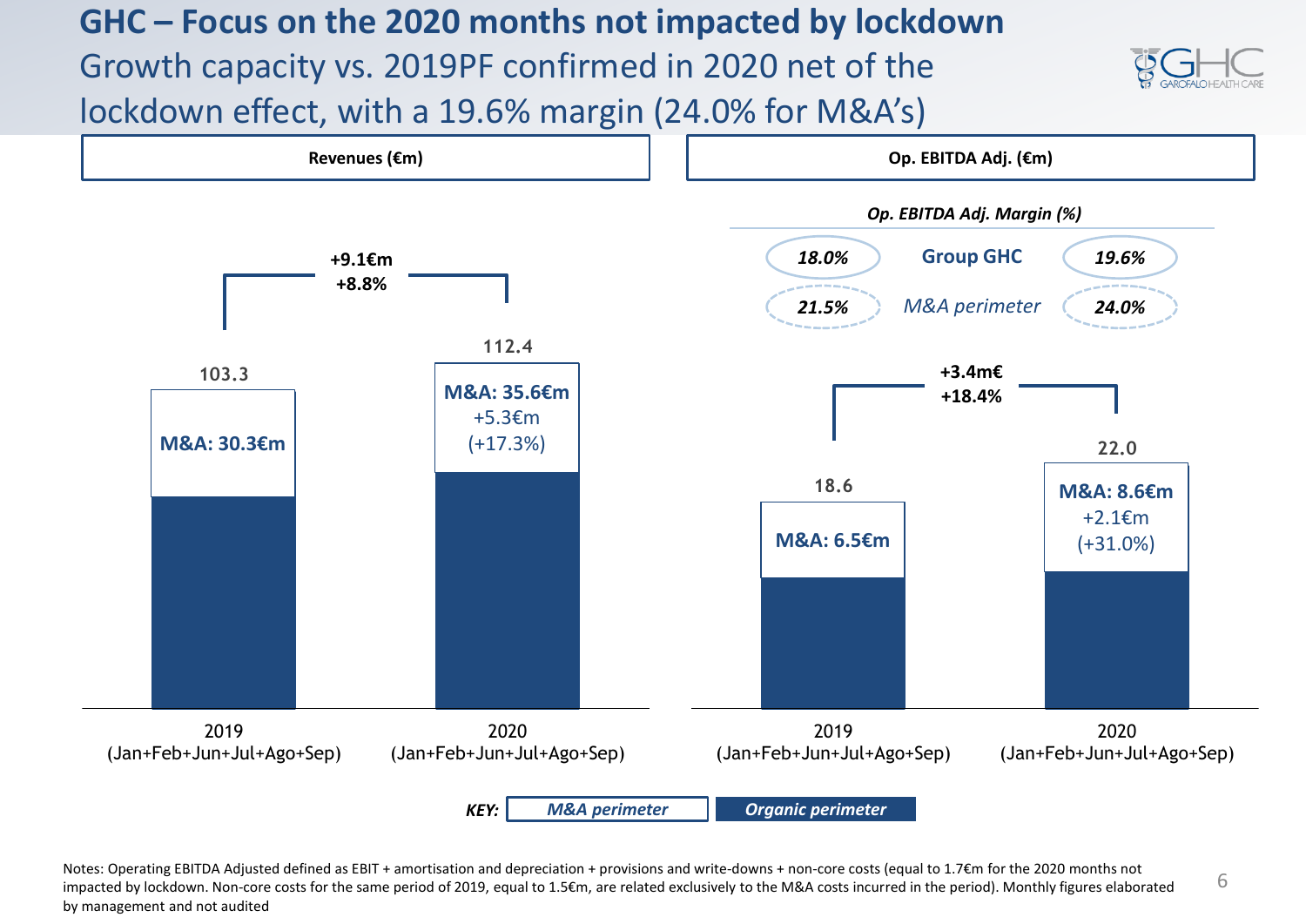# GHC – Focus on the 2020 months not impacted by lockdown

## Growth capacity vs. 2019PF confirmed in 2020 net of the lockdown effect, with a 19.6% margin (24.0% for M&A's)

**Revenues (€m)**

| | 2019 (Jan+Feb+Jun+Jul+Ago+Sep) | 2020 (Jan+Feb+Jun+Jul+Ago+Sep) |
|---|---|---|
| Total | 103.3 | 112.4 |
| M&A perimeter | M&A: 30.3€m | M&A: 35.6€m, +5.3€m (+17.3%) |

Change 2019 → 2020: **+9.1€m**, **+8.8%**

**Op. EBITDA Adj. (€m)**

*Op. EBITDA Adj. Margin (%)*

| | 2019 | 2020 |
|---|---|---|
| Group GHC | *18.0%* | *19.6%* |
| *M&A perimeter* | *21.5%* | *24.0%* |

| | 2019 (Jan+Feb+Jun+Jul+Ago+Sep) | 2020 (Jan+Feb+Jun+Jul+Ago+Sep) |
|---|---|---|
| Total | 18.6 | 22.0 |
| M&A perimeter | M&A: 6.5€m | M&A: 8.6€m, +2.1€m (+31.0%) |

Change 2019 → 2020: **+3.4m€**, **+18.4%**

***KEY:*** *M&A perimeter* | *Organic perimeter*

Notes: Operating EBITDA Adjusted defined as EBIT + amortisation and depreciation + provisions and write-downs + non-core costs (equal to 1.7€m for the 2020 months not impacted by lockdown. Non-core costs for the same period of 2019, equal to 1.5€m, are related exclusively to the M&A costs incurred in the period). Monthly figures elaborated by management and not audited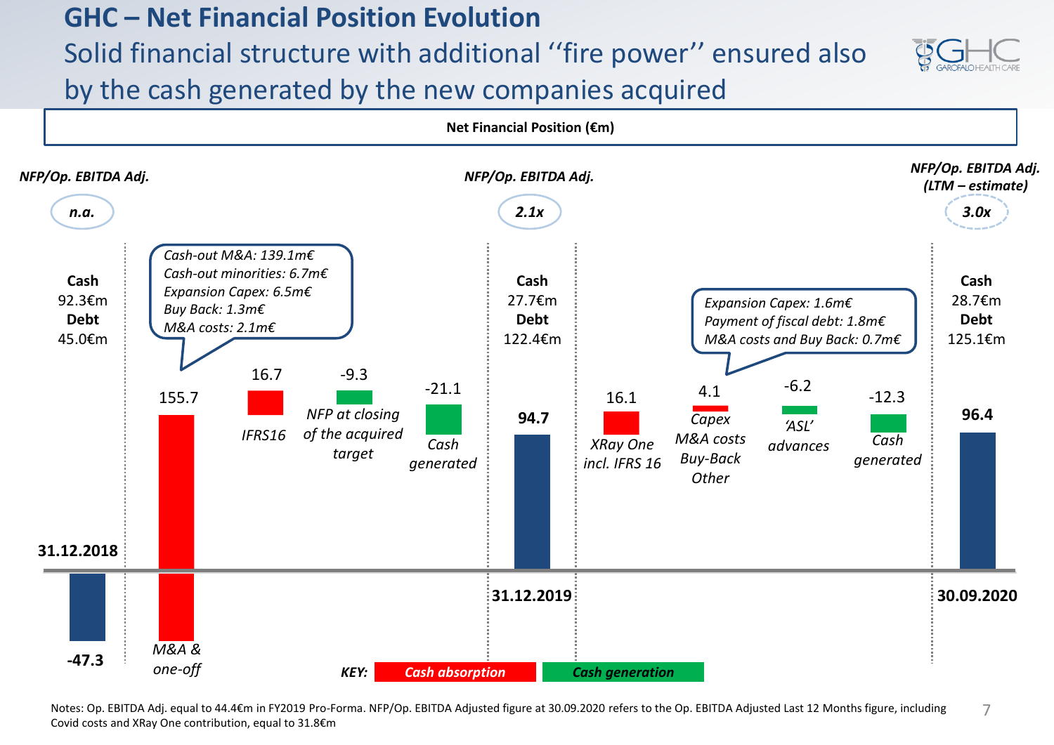# GHC – Net Financial Position Evolution

## Solid financial structure with additional ''fire power'' ensured also by the cash generated by the new companies acquired

**Net Financial Position (€m)**

| | 31.12.2018 | M&A & one-off | IFRS16 | NFP at closing of the acquired target | Cash generated | 31.12.2019 | XRay One incl. IFRS 16 | Capex M&A costs Buy-Back Other | 'ASL' advances | Cash generated | 30.09.2020 |
|---|---|---|---|---|---|---|---|---|---|---|---|
| Net Financial Position (€m) | -47.3 | 155.7 | 16.7 | -9.3 | -21.1 | 94.7 | 16.1 | 4.1 | -6.2 | -12.3 | 96.4 |
| NFP/Op. EBITDA Adj. | n.a. | | | | | 2.1x | | | | | 3.0x (LTM – estimate) |
| Cash | 92.3€m | | | | | 27.7€m | | | | | 28.7€m |
| Debt | 45.0€m | | | | | 122.4€m | | | | | 125.1€m |

*M&A & one-off:*
- *Cash-out M&A: 139.1m€*
- *Cash-out minorities: 6.7m€*
- *Expansion Capex: 6.5m€*
- *Buy Back: 1.3m€*
- *M&A costs: 2.1m€*

*Capex, M&A costs, Buy-Back, Other:*
- *Expansion Capex: 1.6m€*
- *Payment of fiscal debt: 1.8m€*
- *M&A costs and Buy Back: 0.7m€*

**KEY:** *Cash absorption* (red) | *Cash generation* (green)

Notes: Op. EBITDA Adj. equal to 44.4€m in FY2019 Pro-Forma. NFP/Op. EBITDA Adjusted figure at 30.09.2020 refers to the Op. EBITDA Adjusted Last 12 Months figure, including Covid costs and XRay One contribution, equal to 31.8€m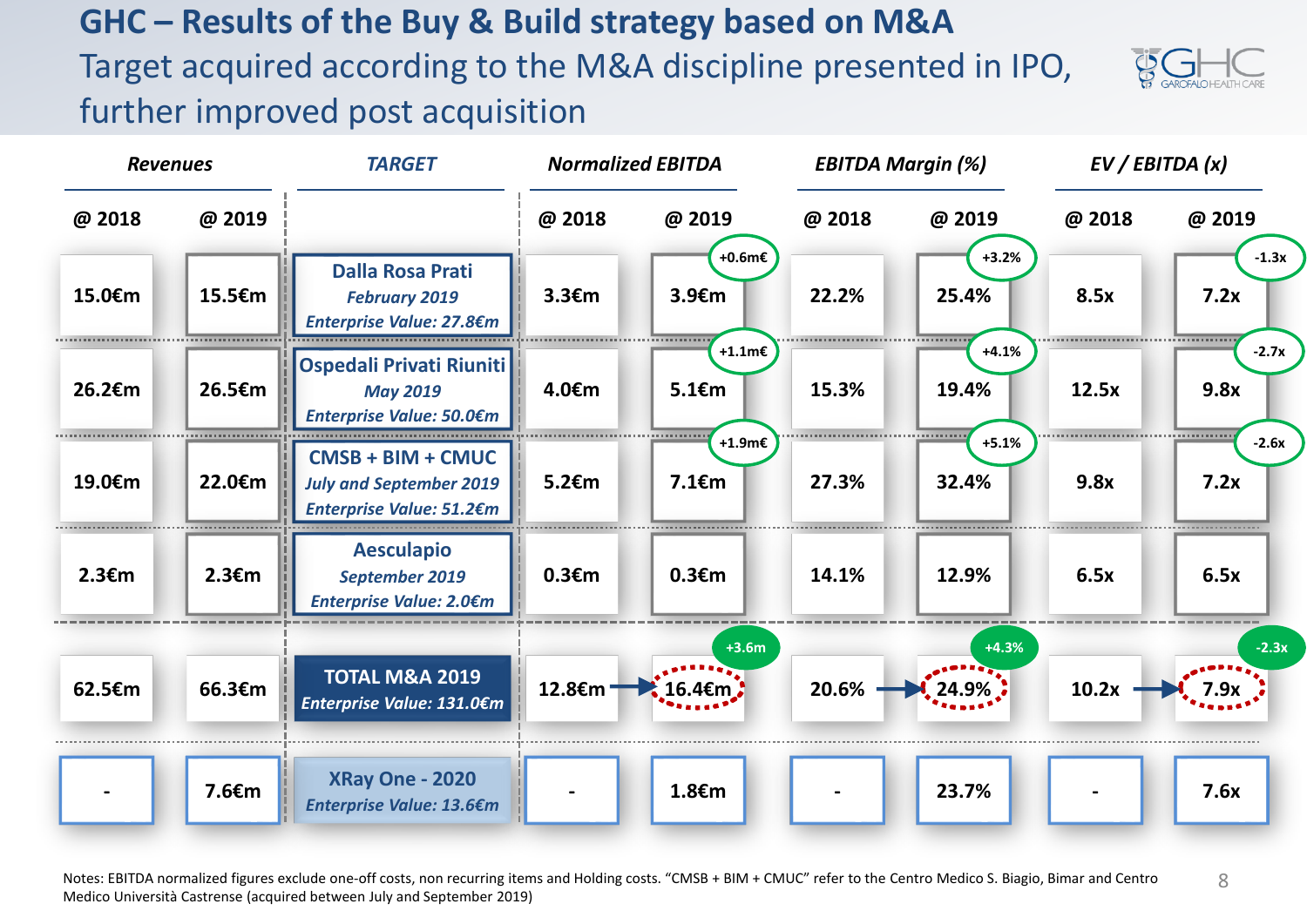# GHC – Results of the Buy & Build strategy based on M&A

## Target acquired according to the M&A discipline presented in IPO, further improved post acquisition

| Revenues @ 2018 | Revenues @ 2019 | TARGET | Normalized EBITDA @ 2018 | Normalized EBITDA @ 2019 | EBITDA Margin (%) @ 2018 | EBITDA Margin (%) @ 2019 | EV / EBITDA (x) @ 2018 | EV / EBITDA (x) @ 2019 |
|---|---|---|---|---|---|---|---|---|
| 15.0€m | 15.5€m | **Dalla Rosa Prati** *February 2019* *Enterprise Value: 27.8€m* | 3.3€m | 3.9€m (+0.6m€) | 22.2% | 25.4% (+3.2%) | 8.5x | 7.2x (-1.3x) |
| 26.2€m | 26.5€m | **Ospedali Privati Riuniti** *May 2019* *Enterprise Value: 50.0€m* | 4.0€m | 5.1€m (+1.1m€) | 15.3% | 19.4% (+4.1%) | 12.5x | 9.8x (-2.7x) |
| 19.0€m | 22.0€m | **CMSB + BIM + CMUC** *July and September 2019* *Enterprise Value: 51.2€m* | 5.2€m | 7.1€m (+1.9m€) | 27.3% | 32.4% (+5.1%) | 9.8x | 7.2x (-2.6x) |
| 2.3€m | 2.3€m | **Aesculapio** *September 2019* *Enterprise Value: 2.0€m* | 0.3€m | 0.3€m | 14.1% | 12.9% | 6.5x | 6.5x |
| 62.5€m | 66.3€m | **TOTAL M&A 2019** *Enterprise Value: 131.0€m* | 12.8€m | 16.4€m (+3.6m) | 20.6% | 24.9% (+4.3%) | 10.2x | 7.9x (-2.3x) |
| - | 7.6€m | **XRay One - 2020** *Enterprise Value: 13.6€m* | - | 1.8€m | - | 23.7% | - | 7.6x |

Notes: EBITDA normalized figures exclude one-off costs, non recurring items and Holding costs. "CMSB + BIM + CMUC" refer to the Centro Medico S. Biagio, Bimar and Centro Medico Università Castrense (acquired between July and September 2019)